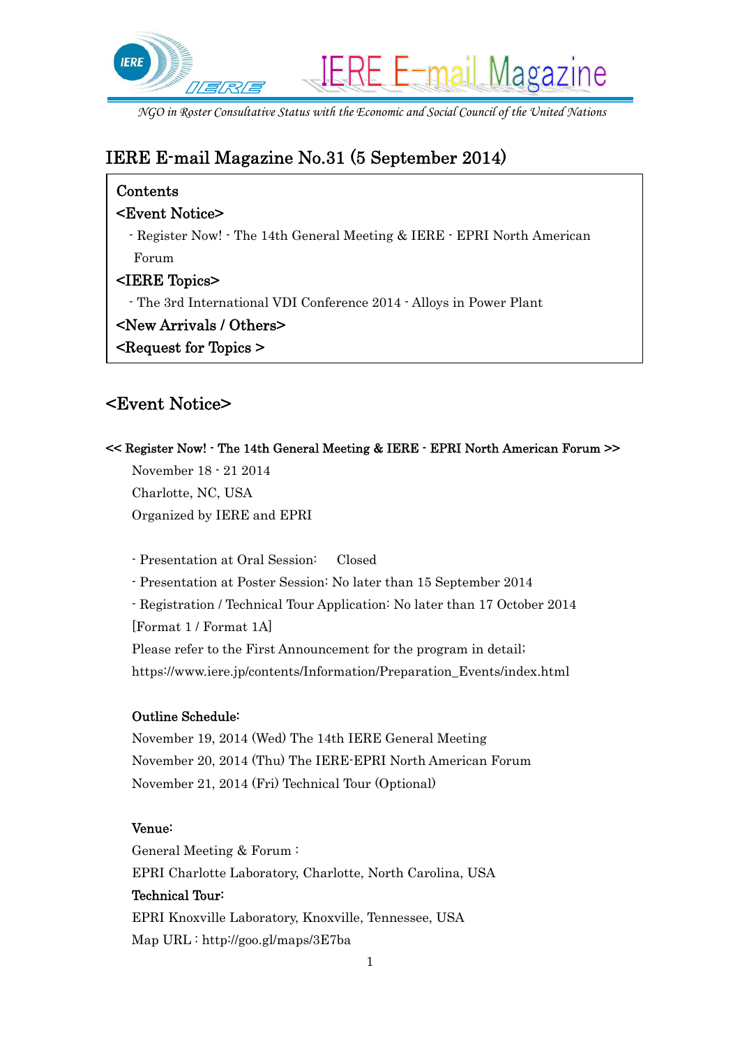IERE E-mail Magazine

*NGO in Roster Consultative Status with the Economic and Social Council of the United Nations*

# IERE E-mail Magazine No.31 (5 September 2014)

Contents

<Event Notice>

- Register Now! - The 14th General Meeting & IERE - EPRI North American Forum

<IERE Topics>

- The 3rd International VDI Conference 2014 - Alloys in Power Plant

<New Arrivals / Others>

<Request for Topics >

## <Event Notice>

**<< Register Now! - The 14th General Meeting & IERE - EPRI North American Forum >>**

November 18 - 21 2014
Charlotte, NC, USA
Organized by IERE and EPRI

- Presentation at Oral Session: Closed
- Presentation at Poster Session: No later than 15 September 2014
- Registration / Technical Tour Application: No later than 17 October 2014

[Format 1 / Format 1A]
Please refer to the First Announcement for the program in detail;
https://www.iere.jp/contents/Information/Preparation_Events/index.html

**Outline Schedule:**
November 19, 2014 (Wed) The 14th IERE General Meeting
November 20, 2014 (Thu) The IERE-EPRI North American Forum
November 21, 2014 (Fri) Technical Tour (Optional)

**Venue:**
General Meeting & Forum :
EPRI Charlotte Laboratory, Charlotte, North Carolina, USA

**Technical Tour:**
EPRI Knoxville Laboratory, Knoxville, Tennessee, USA
Map URL : http://goo.gl/maps/3E7ba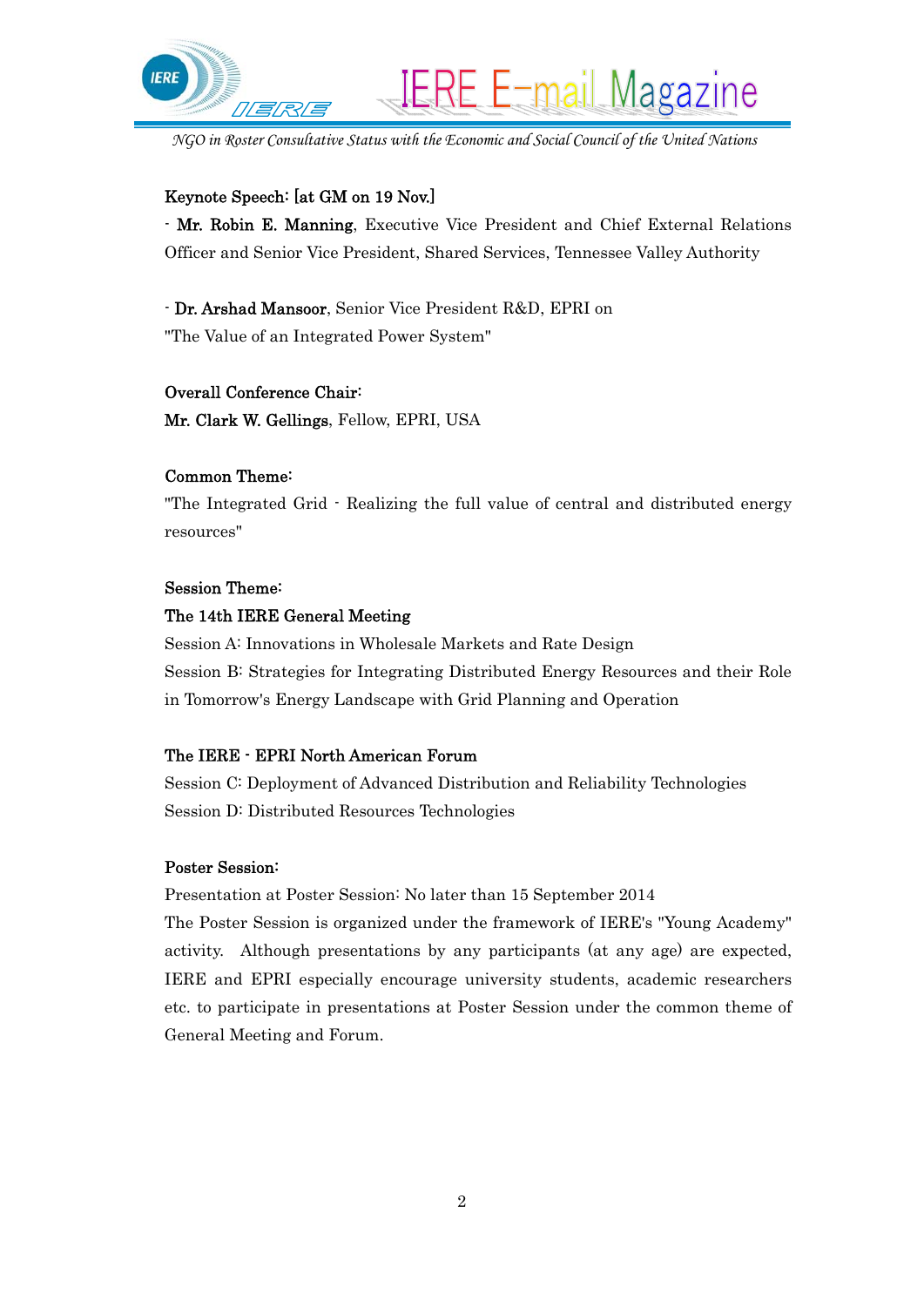**Keynote Speech: [at GM on 19 Nov.]**

- **Mr. Robin E. Manning**, Executive Vice President and Chief External Relations Officer and Senior Vice President, Shared Services, Tennessee Valley Authority

- **Dr. Arshad Mansoor**, Senior Vice President R&D, EPRI on "The Value of an Integrated Power System"

**Overall Conference Chair:**

**Mr. Clark W. Gellings**, Fellow, EPRI, USA

**Common Theme:**

"The Integrated Grid - Realizing the full value of central and distributed energy resources"

**Session Theme:**

**The 14th IERE General Meeting**

Session A: Innovations in Wholesale Markets and Rate Design

Session B: Strategies for Integrating Distributed Energy Resources and their Role in Tomorrow's Energy Landscape with Grid Planning and Operation

**The IERE - EPRI North American Forum**

Session C: Deployment of Advanced Distribution and Reliability Technologies

Session D: Distributed Resources Technologies

**Poster Session:**

Presentation at Poster Session: No later than 15 September 2014

The Poster Session is organized under the framework of IERE's "Young Academy" activity. Although presentations by any participants (at any age) are expected, IERE and EPRI especially encourage university students, academic researchers etc. to participate in presentations at Poster Session under the common theme of General Meeting and Forum.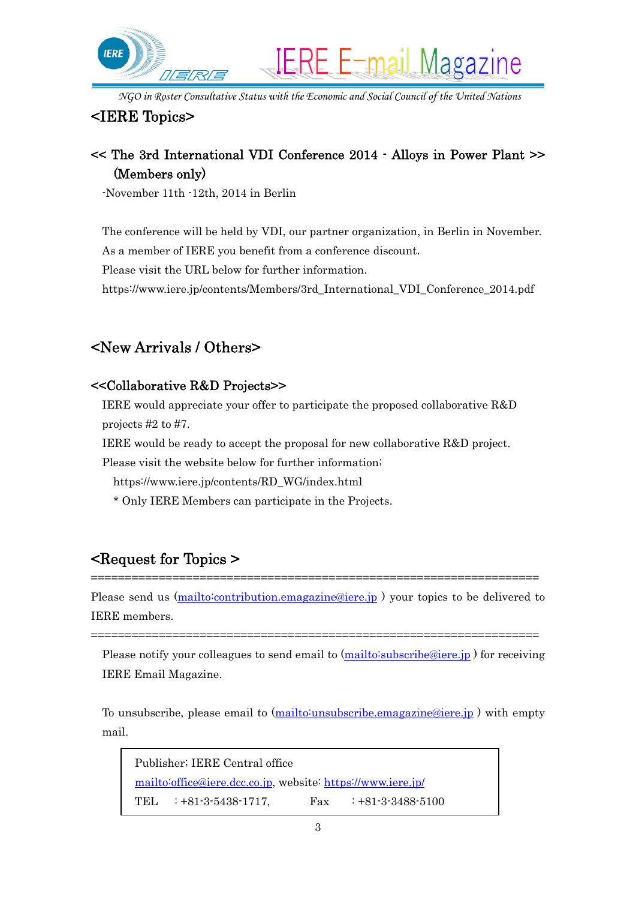*NGO in Roster Consultative Status with the Economic and Social Council of the United Nations*

## <IERE Topics>

### << The 3rd International VDI Conference 2014 - Alloys in Power Plant >> (Members only)

-November 11th -12th, 2014 in Berlin

The conference will be held by VDI, our partner organization, in Berlin in November. As a member of IERE you benefit from a conference discount.
Please visit the URL below for further information.
https://www.iere.jp/contents/Members/3rd_International_VDI_Conference_2014.pdf

## <New Arrivals / Others>

### <<Collaborative R&D Projects>>

IERE would appreciate your offer to participate the proposed collaborative R&D projects #2 to #7.
IERE would be ready to accept the proposal for new collaborative R&D project.
Please visit the website below for further information;

https://www.iere.jp/contents/RD_WG/index.html

\* Only IERE Members can participate in the Projects.

## <Request for Topics >

==================================================================

Please send us (mailto:contribution.emagazine@iere.jp ) your topics to be delivered to IERE members.

==================================================================

Please notify your colleagues to send email to (mailto:subscribe@iere.jp ) for receiving IERE Email Magazine.

To unsubscribe, please email to (mailto:unsubscribe.emagazine@iere.jp ) with empty mail.

Publisher; IERE Central office
mailto:office@iere.dcc.co.jp, website: https://www.iere.jp/
TEL : +81-3-5438-1717, Fax : +81-3-3488-5100